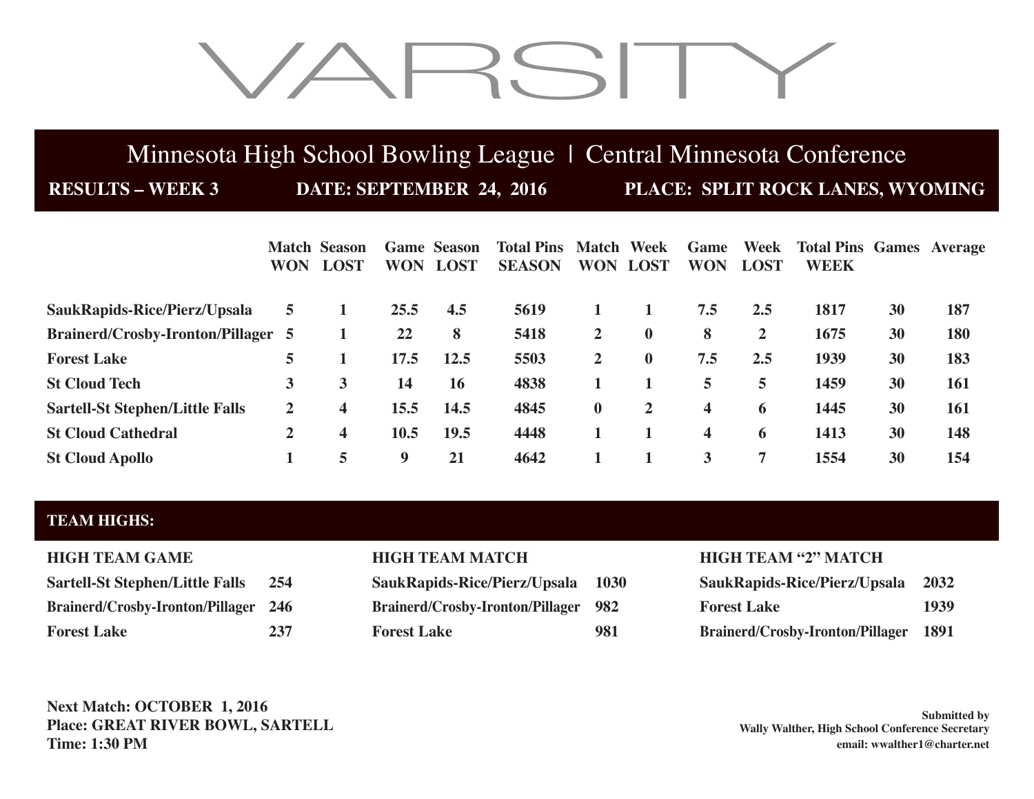# VARSITY

## Minnesota High School Bowling League | Central Minnesota Conference

**RESULTS – WEEK 3** **DATE: SEPTEMBER 24, 2016** **PLACE: SPLIT ROCK LANES, WYOMING**

| | Match WON | Season LOST | Game WON | Season LOST | Total Pins SEASON | Match WON | Week LOST | Game WON | Week LOST | Total Pins WEEK | Games | Average |
|---|---|---|---|---|---|---|---|---|---|---|---|---|
| **SaukRapids-Rice/Pierz/Upsala** | 5 | 1 | 25.5 | 4.5 | 5619 | 1 | 1 | 7.5 | 2.5 | 1817 | 30 | 187 |
| **Brainerd/Crosby-Ironton/Pillager** | 5 | 1 | 22 | 8 | 5418 | 2 | 0 | 8 | 2 | 1675 | 30 | 180 |
| **Forest Lake** | 5 | 1 | 17.5 | 12.5 | 5503 | 2 | 0 | 7.5 | 2.5 | 1939 | 30 | 183 |
| **St Cloud Tech** | 3 | 3 | 14 | 16 | 4838 | 1 | 1 | 5 | 5 | 1459 | 30 | 161 |
| **Sartell-St Stephen/Little Falls** | 2 | 4 | 15.5 | 14.5 | 4845 | 0 | 2 | 4 | 6 | 1445 | 30 | 161 |
| **St Cloud Cathedral** | 2 | 4 | 10.5 | 19.5 | 4448 | 1 | 1 | 4 | 6 | 1413 | 30 | 148 |
| **St Cloud Apollo** | 1 | 5 | 9 | 21 | 4642 | 1 | 1 | 3 | 7 | 1554 | 30 | 154 |

## TEAM HIGHS:

**HIGH TEAM GAME**

| | |
|---|---|
| **Sartell-St Stephen/Little Falls** | **254** |
| **Brainerd/Crosby-Ironton/Pillager** | **246** |
| **Forest Lake** | **237** |

**HIGH TEAM MATCH**

| | |
|---|---|
| **SaukRapids-Rice/Pierz/Upsala** | **1030** |
| **Brainerd/Crosby-Ironton/Pillager** | **982** |
| **Forest Lake** | **981** |

**HIGH TEAM "2" MATCH**

| | |
|---|---|
| **SaukRapids-Rice/Pierz/Upsala** | **2032** |
| **Forest Lake** | **1939** |
| **Brainerd/Crosby-Ironton/Pillager** | **1891** |

**Next Match: OCTOBER 1, 2016**
**Place: GREAT RIVER BOWL, SARTELL**
**Time: 1:30 PM**

**Submitted by**
**Wally Walther, High School Conference Secretary**
**email: wwalther1@charter.net**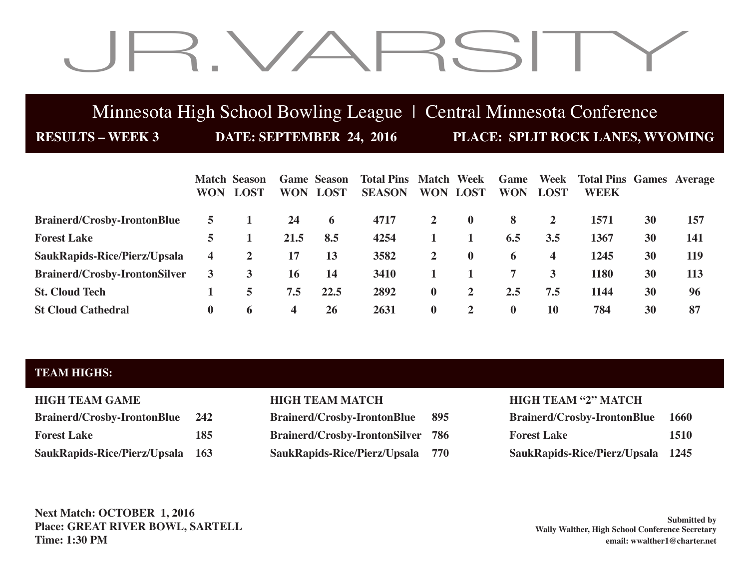# JR.VARSITY

## Minnesota High School Bowling League | Central Minnesota Conference

**RESULTS – WEEK 3** **DATE: SEPTEMBER 24, 2016** **PLACE: SPLIT ROCK LANES, WYOMING**

| | Match WON | Season LOST | Game WON | Season LOST | Total Pins SEASON | Match WON | Week LOST | Game WON | Week LOST | Total Pins WEEK | Games | Average |
|---|---|---|---|---|---|---|---|---|---|---|---|---|
| **Brainerd/Crosby-IrontonBlue** | 5 | 1 | 24 | 6 | 4717 | 2 | 0 | 8 | 2 | 1571 | 30 | 157 |
| **Forest Lake** | 5 | 1 | 21.5 | 8.5 | 4254 | 1 | 1 | 6.5 | 3.5 | 1367 | 30 | 141 |
| **SaukRapids-Rice/Pierz/Upsala** | 4 | 2 | 17 | 13 | 3582 | 2 | 0 | 6 | 4 | 1245 | 30 | 119 |
| **Brainerd/Crosby-IrontonSilver** | 3 | 3 | 16 | 14 | 3410 | 1 | 1 | 7 | 3 | 1180 | 30 | 113 |
| **St. Cloud Tech** | 1 | 5 | 7.5 | 22.5 | 2892 | 0 | 2 | 2.5 | 7.5 | 1144 | 30 | 96 |
| **St Cloud Cathedral** | 0 | 6 | 4 | 26 | 2631 | 0 | 2 | 0 | 10 | 784 | 30 | 87 |

## TEAM HIGHS:

**HIGH TEAM GAME**

| | |
|---|---|
| **Brainerd/Crosby-IrontonBlue** | 242 |
| **Forest Lake** | 185 |
| **SaukRapids-Rice/Pierz/Upsala** | 163 |

**HIGH TEAM MATCH**

| | |
|---|---|
| **Brainerd/Crosby-IrontonBlue** | 895 |
| **Brainerd/Crosby-IrontonSilver** | 786 |
| **SaukRapids-Rice/Pierz/Upsala** | 770 |

**HIGH TEAM "2" MATCH**

| | |
|---|---|
| **Brainerd/Crosby-IrontonBlue** | 1660 |
| **Forest Lake** | 1510 |
| **SaukRapids-Rice/Pierz/Upsala** | 1245 |

**Next Match: OCTOBER 1, 2016**
**Place: GREAT RIVER BOWL, SARTELL**
**Time: 1:30 PM**

**Submitted by**
**Wally Walther, High School Conference Secretary**
**email: wwalther1@charter.net**